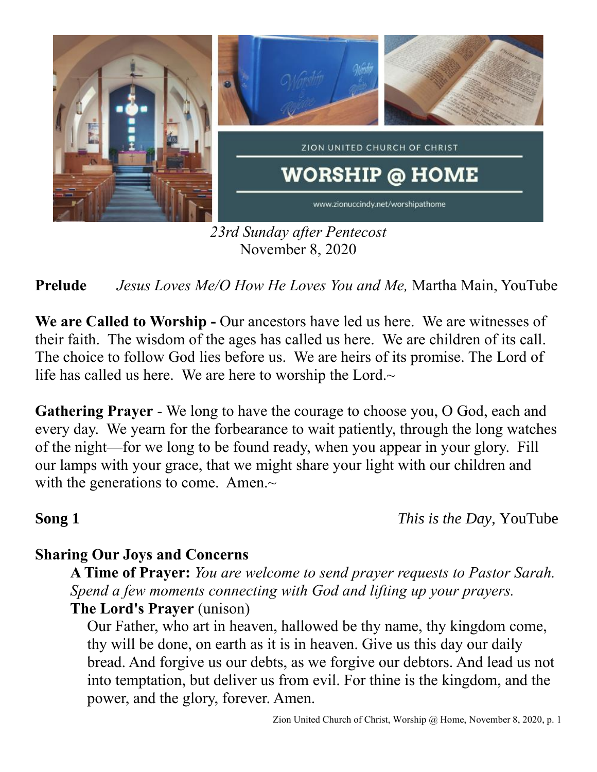ZION UNITED CHURCH OF CHRIST

# WORSHIP @ HOME

www.zionuccindy.net/worshipathome

*23rd Sunday after Pentecost*
November 8, 2020

**Prelude** *Jesus Loves Me/O How He Loves You and Me,* Martha Main, YouTube

**We are Called to Worship -** Our ancestors have led us here. We are witnesses of their faith. The wisdom of the ages has called us here. We are children of its call. The choice to follow God lies before us. We are heirs of its promise. The Lord of life has called us here. We are here to worship the Lord.~

**Gathering Prayer** - We long to have the courage to choose you, O God, each and every day. We yearn for the forbearance to wait patiently, through the long watches of the night—for we long to be found ready, when you appear in your glory. Fill our lamps with your grace, that we might share your light with our children and with the generations to come. Amen.~

**Song 1** *This is the Day,* YouTube

**Sharing Our Joys and Concerns**

**A Time of Prayer:** *You are welcome to send prayer requests to Pastor Sarah. Spend a few moments connecting with God and lifting up your prayers.*

**The Lord's Prayer** (unison)

Our Father, who art in heaven, hallowed be thy name, thy kingdom come, thy will be done, on earth as it is in heaven. Give us this day our daily bread. And forgive us our debts, as we forgive our debtors. And lead us not into temptation, but deliver us from evil. For thine is the kingdom, and the power, and the glory, forever. Amen.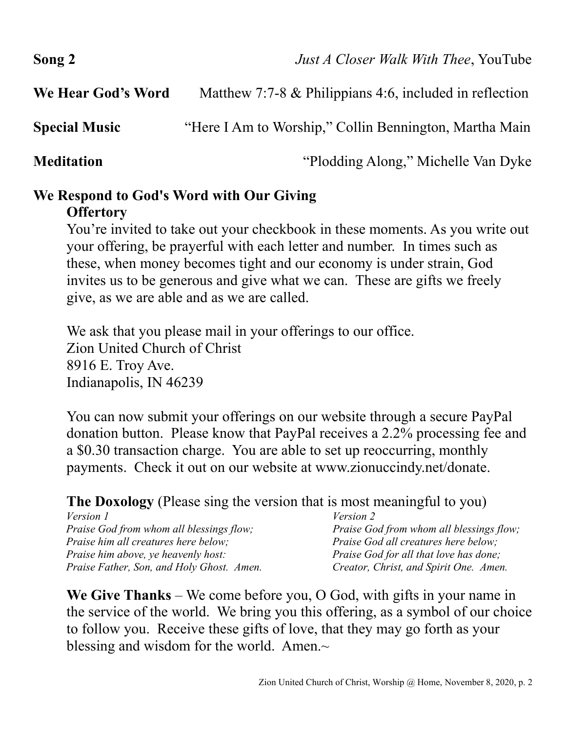**Song 2** *Just A Closer Walk With Thee*, YouTube

**We Hear God's Word** Matthew 7:7-8 & Philippians 4:6, included in reflection

**Special Music** "Here I Am to Worship," Collin Bennington, Martha Main

**Meditation** "Plodding Along," Michelle Van Dyke

**We Respond to God's Word with Our Giving**

**Offertory**

You're invited to take out your checkbook in these moments. As you write out your offering, be prayerful with each letter and number. In times such as these, when money becomes tight and our economy is under strain, God invites us to be generous and give what we can. These are gifts we freely give, as we are able and as we are called.

We ask that you please mail in your offerings to our office.
Zion United Church of Christ
8916 E. Troy Ave.
Indianapolis, IN 46239

You can now submit your offerings on our website through a secure PayPal donation button. Please know that PayPal receives a 2.2% processing fee and a $0.30 transaction charge. You are able to set up reoccurring, monthly payments. Check it out on our website at www.zionuccindy.net/donate.

**The Doxology** (Please sing the version that is most meaningful to you)

*Version 1*
*Praise God from whom all blessings flow;*
*Praise him all creatures here below;*
*Praise him above, ye heavenly host:*
*Praise Father, Son, and Holy Ghost. Amen.*

*Version 2*
*Praise God from whom all blessings flow;*
*Praise God all creatures here below;*
*Praise God for all that love has done;*
*Creator, Christ, and Spirit One. Amen.*

**We Give Thanks** – We come before you, O God, with gifts in your name in the service of the world. We bring you this offering, as a symbol of our choice to follow you. Receive these gifts of love, that they may go forth as your blessing and wisdom for the world. Amen.~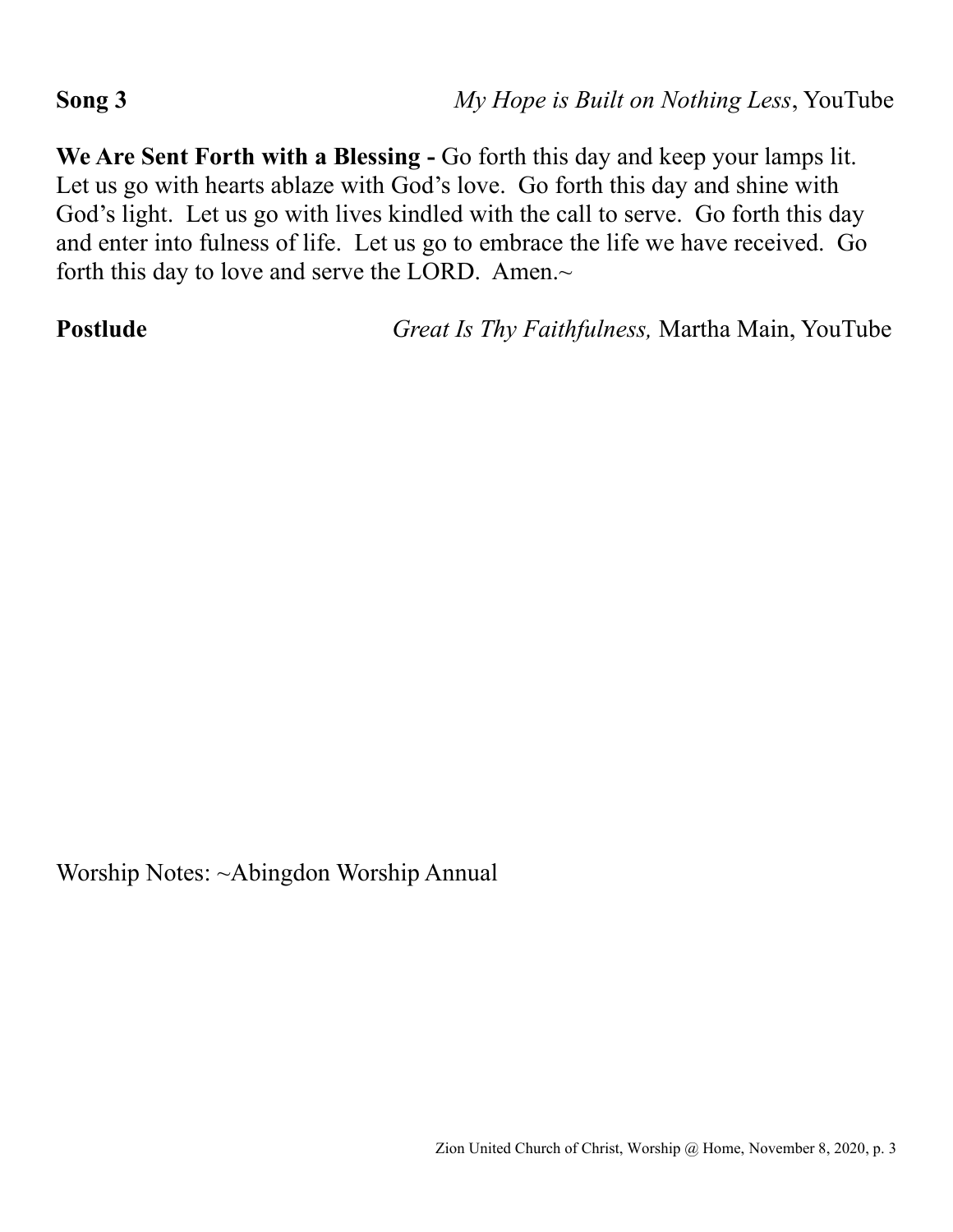**Song 3** *My Hope is Built on Nothing Less*, YouTube

**We Are Sent Forth with a Blessing -** Go forth this day and keep your lamps lit. Let us go with hearts ablaze with God's love. Go forth this day and shine with God's light. Let us go with lives kindled with the call to serve. Go forth this day and enter into fulness of life. Let us go to embrace the life we have received. Go forth this day to love and serve the LORD. Amen.~

**Postlude** *Great Is Thy Faithfulness,* Martha Main, YouTube

Worship Notes: ~Abingdon Worship Annual